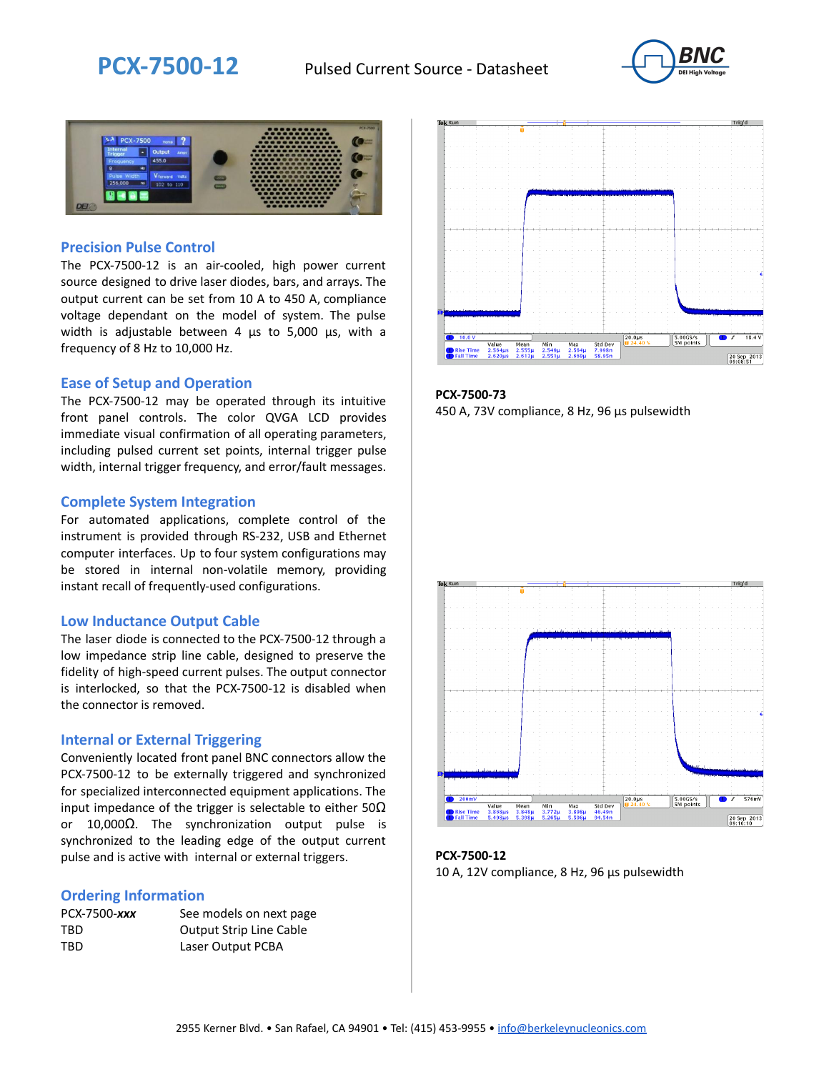# PCX-7500-12

Pulsed Current Source - Datasheet

## Precision Pulse Control

The PCX-7500-12 is an air-cooled, high power current source designed to drive laser diodes, bars, and arrays. The output current can be set from 10 A to 450 A, compliance voltage dependant on the model of system. The pulse width is adjustable between 4 µs to 5,000 µs, with a frequency of 8 Hz to 10,000 Hz.

## Ease of Setup and Operation

The PCX-7500-12 may be operated through its intuitive front panel controls. The color QVGA LCD provides immediate visual confirmation of all operating parameters, including pulsed current set points, internal trigger pulse width, internal trigger frequency, and error/fault messages.

## Complete System Integration

For automated applications, complete control of the instrument is provided through RS-232, USB and Ethernet computer interfaces. Up to four system configurations may be stored in internal non-volatile memory, providing instant recall of frequently-used configurations.

## Low Inductance Output Cable

The laser diode is connected to the PCX-7500-12 through a low impedance strip line cable, designed to preserve the fidelity of high-speed current pulses. The output connector is interlocked, so that the PCX-7500-12 is disabled when the connector is removed.

## Internal or External Triggering

Conveniently located front panel BNC connectors allow the PCX-7500-12 to be externally triggered and synchronized for specialized interconnected equipment applications. The input impedance of the trigger is selectable to either 50Ω or 10,000Ω. The synchronization output pulse is synchronized to the leading edge of the output current pulse and is active with internal or external triggers.

## Ordering Information

| | |
|---|---|
| PCX-7500-***xxx*** | See models on next page |
| TBD | Output Strip Line Cable |
| TBD | Laser Output PCBA |

**PCX-7500-73**
450 A, 73V compliance, 8 Hz, 96 µs pulsewidth

**PCX-7500-12**
10 A, 12V compliance, 8 Hz, 96 µs pulsewidth

2955 Kerner Blvd. • San Rafael, CA 94901 • Tel: (415) 453-9955 • info@berkeleynucleonics.com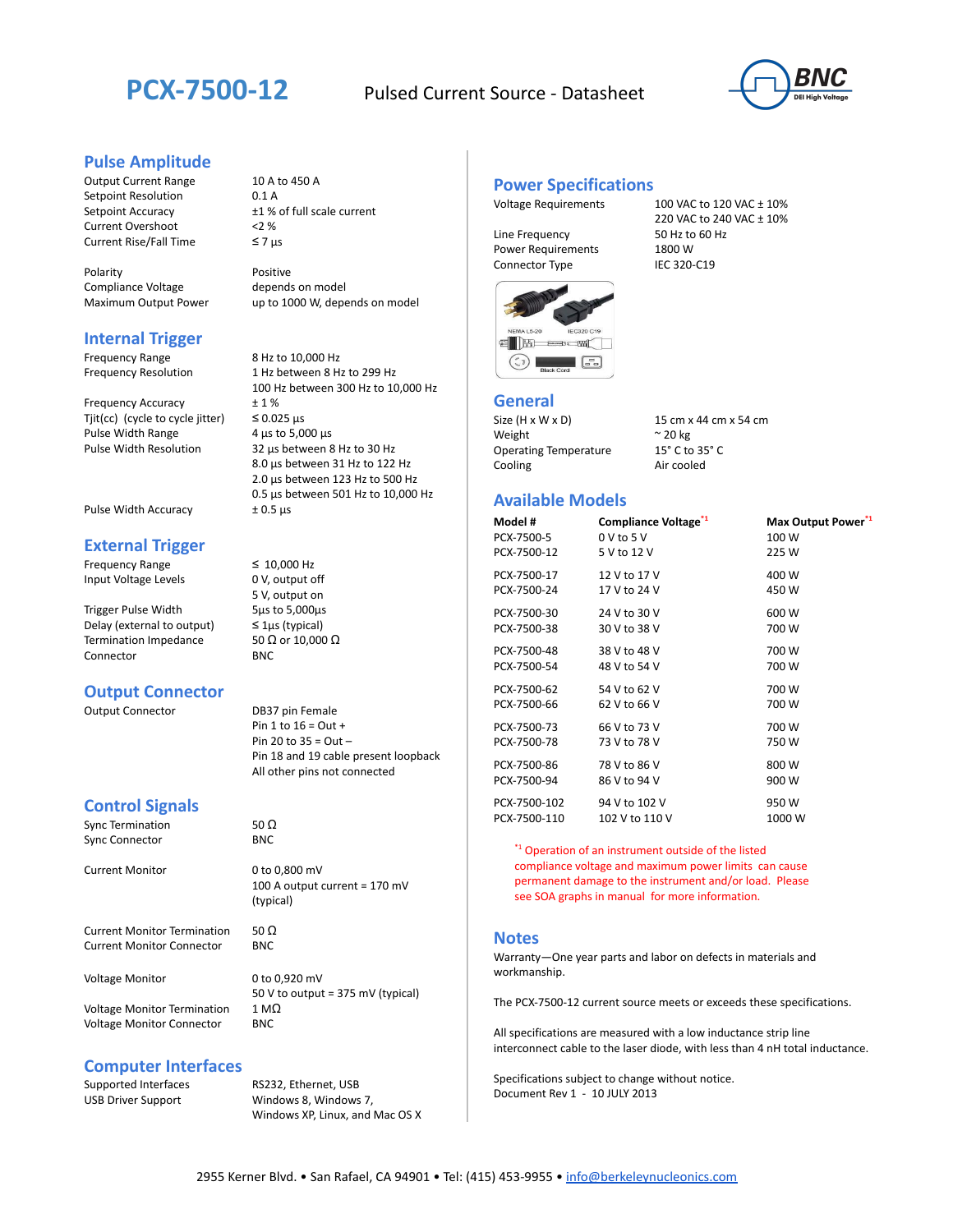# PCX-7500-12

Pulsed Current Source - Datasheet

## Pulse Amplitude

| | |
|---|---|
| Output Current Range | 10 A to 450 A |
| Setpoint Resolution | 0.1 A |
| Setpoint Accuracy | ±1 % of full scale current |
| Current Overshoot | <2 % |
| Current Rise/Fall Time | ≤ 7 µs |
| Polarity | Positive |
| Compliance Voltage | depends on model |
| Maximum Output Power | up to 1000 W, depends on model |

## Internal Trigger

| | |
|---|---|
| Frequency Range | 8 Hz to 10,000 Hz |
| Frequency Resolution | 1 Hz between 8 Hz to 299 Hz<br>100 Hz between 300 Hz to 10,000 Hz |
| Frequency Accuracy | ± 1 % |
| Tjit(cc) (cycle to cycle jitter) | ≤ 0.025 µs |
| Pulse Width Range | 4 µs to 5,000 µs |
| Pulse Width Resolution | 32 µs between 8 Hz to 30 Hz<br>8.0 µs between 31 Hz to 122 Hz<br>2.0 µs between 123 Hz to 500 Hz<br>0.5 µs between 501 Hz to 10,000 Hz |
| Pulse Width Accuracy | ± 0.5 µs |

## External Trigger

| | |
|---|---|
| Frequency Range | ≤ 10,000 Hz |
| Input Voltage Levels | 0 V, output off<br>5 V, output on |
| Trigger Pulse Width | 5µs to 5,000µs |
| Delay (external to output) | ≤ 1µs (typical) |
| Termination Impedance | 50 Ω or 10,000 Ω |
| Connector | BNC |

## Output Connector

| | |
|---|---|
| Output Connector | DB37 pin Female<br>Pin 1 to 16 = Out +<br>Pin 20 to 35 = Out –<br>Pin 18 and 19 cable present loopback<br>All other pins not connected |

## Control Signals

| | |
|---|---|
| Sync Termination | 50 Ω |
| Sync Connector | BNC |
| Current Monitor | 0 to 0,800 mV<br>100 A output current = 170 mV (typical) |
| Current Monitor Termination | 50 Ω |
| Current Monitor Connector | BNC |
| Voltage Monitor | 0 to 0,920 mV<br>50 V to output = 375 mV (typical) |
| Voltage Monitor Termination | 1 MΩ |
| Voltage Monitor Connector | BNC |

## Computer Interfaces

| | |
|---|---|
| Supported Interfaces | RS232, Ethernet, USB |
| USB Driver Support | Windows 8, Windows 7, Windows XP, Linux, and Mac OS X |

## Power Specifications

| | |
|---|---|
| Voltage Requirements | 100 VAC to 120 VAC ± 10%<br>220 VAC to 240 VAC ± 10% |
| Line Frequency | 50 Hz to 60 Hz |
| Power Requirements | 1800 W |
| Connector Type | IEC 320-C19 |

NEMA L5-20 IEC320 C19

Black Cord

## General

| | |
|---|---|
| Size (H x W x D) | 15 cm x 44 cm x 54 cm |
| Weight | ~ 20 kg |
| Operating Temperature | 15° C to 35° C |
| Cooling | Air cooled |

## Available Models

| Model # | Compliance Voltage[*1] | Max Output Power[*1] |
|---|---|---|
| PCX-7500-5 | 0 V to 5 V | 100 W |
| PCX-7500-12 | 5 V to 12 V | 225 W |
| PCX-7500-17 | 12 V to 17 V | 400 W |
| PCX-7500-24 | 17 V to 24 V | 450 W |
| PCX-7500-30 | 24 V to 30 V | 600 W |
| PCX-7500-38 | 30 V to 38 V | 700 W |
| PCX-7500-48 | 38 V to 48 V | 700 W |
| PCX-7500-54 | 48 V to 54 V | 700 W |
| PCX-7500-62 | 54 V to 62 V | 700 W |
| PCX-7500-66 | 62 V to 66 V | 700 W |
| PCX-7500-73 | 66 V to 73 V | 700 W |
| PCX-7500-78 | 73 V to 78 V | 750 W |
| PCX-7500-86 | 78 V to 86 V | 800 W |
| PCX-7500-94 | 86 V to 94 V | 900 W |
| PCX-7500-102 | 94 V to 102 V | 950 W |
| PCX-7500-110 | 102 V to 110 V | 1000 W |

[*1] Operation of an instrument outside of the listed compliance voltage and maximum power limits can cause permanent damage to the instrument and/or load. Please see SOA graphs in manual for more information.

## Notes

Warranty—One year parts and labor on defects in materials and workmanship.

The PCX-7500-12 current source meets or exceeds these specifications.

All specifications are measured with a low inductance strip line interconnect cable to the laser diode, with less than 4 nH total inductance.

Specifications subject to change without notice.
Document Rev 1 - 10 JULY 2013

2955 Kerner Blvd. • San Rafael, CA 94901 • Tel: (415) 453-9955 • info@berkeleynucleonics.com